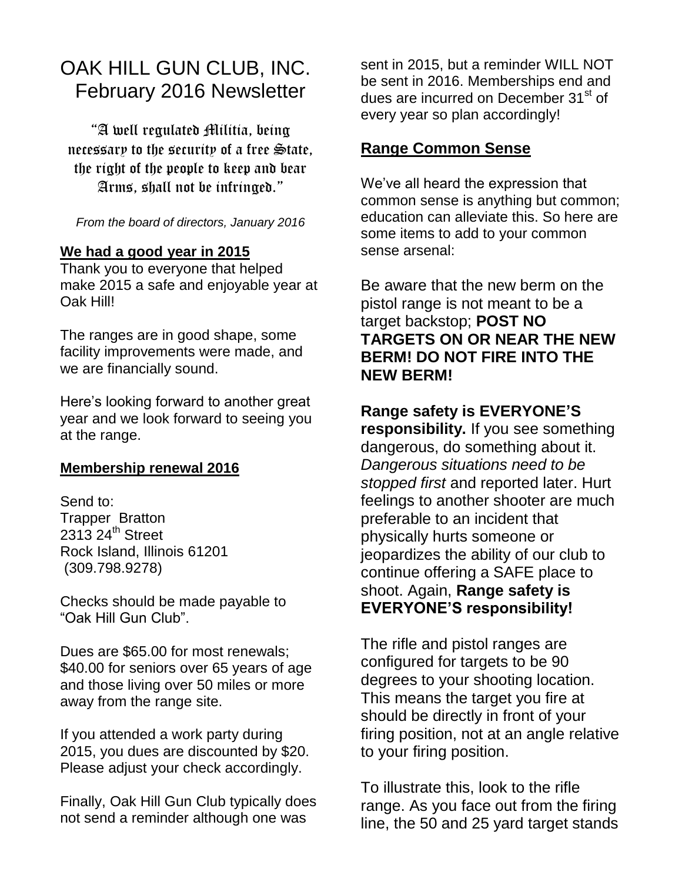# OAK HILL GUN CLUB, INC.
## February 2016 Newsletter

"A well regulated Militia, being necessary to the security of a free State, the right of the people to keep and bear Arms, shall not be infringed."

*From the board of directors, January 2016*

**We had a good year in 2015**

Thank you to everyone that helped make 2015 a safe and enjoyable year at Oak Hill!

The ranges are in good shape, some facility improvements were made, and we are financially sound.

Here's looking forward to another great year and we look forward to seeing you at the range.

**Membership renewal 2016**

Send to:
Trapper Bratton
2313 24th Street
Rock Island, Illinois 61201
(309.798.9278)

Checks should be made payable to "Oak Hill Gun Club".

Dues are $65.00 for most renewals; $40.00 for seniors over 65 years of age and those living over 50 miles or more away from the range site.

If you attended a work party during 2015, you dues are discounted by $20. Please adjust your check accordingly.

Finally, Oak Hill Gun Club typically does not send a reminder although one was sent in 2015, but a reminder WILL NOT be sent in 2016. Memberships end and dues are incurred on December 31st of every year so plan accordingly!

**Range Common Sense**

We've all heard the expression that common sense is anything but common; education can alleviate this. So here are some items to add to your common sense arsenal:

Be aware that the new berm on the pistol range is not meant to be a target backstop; **POST NO TARGETS ON OR NEAR THE NEW BERM! DO NOT FIRE INTO THE NEW BERM!**

**Range safety is EVERYONE'S responsibility.** If you see something dangerous, do something about it. *Dangerous situations need to be stopped first* and reported later. Hurt feelings to another shooter are much preferable to an incident that physically hurts someone or jeopardizes the ability of our club to continue offering a SAFE place to shoot. Again, **Range safety is EVERYONE'S responsibility!**

The rifle and pistol ranges are configured for targets to be 90 degrees to your shooting location. This means the target you fire at should be directly in front of your firing position, not at an angle relative to your firing position.

To illustrate this, look to the rifle range. As you face out from the firing line, the 50 and 25 yard target stands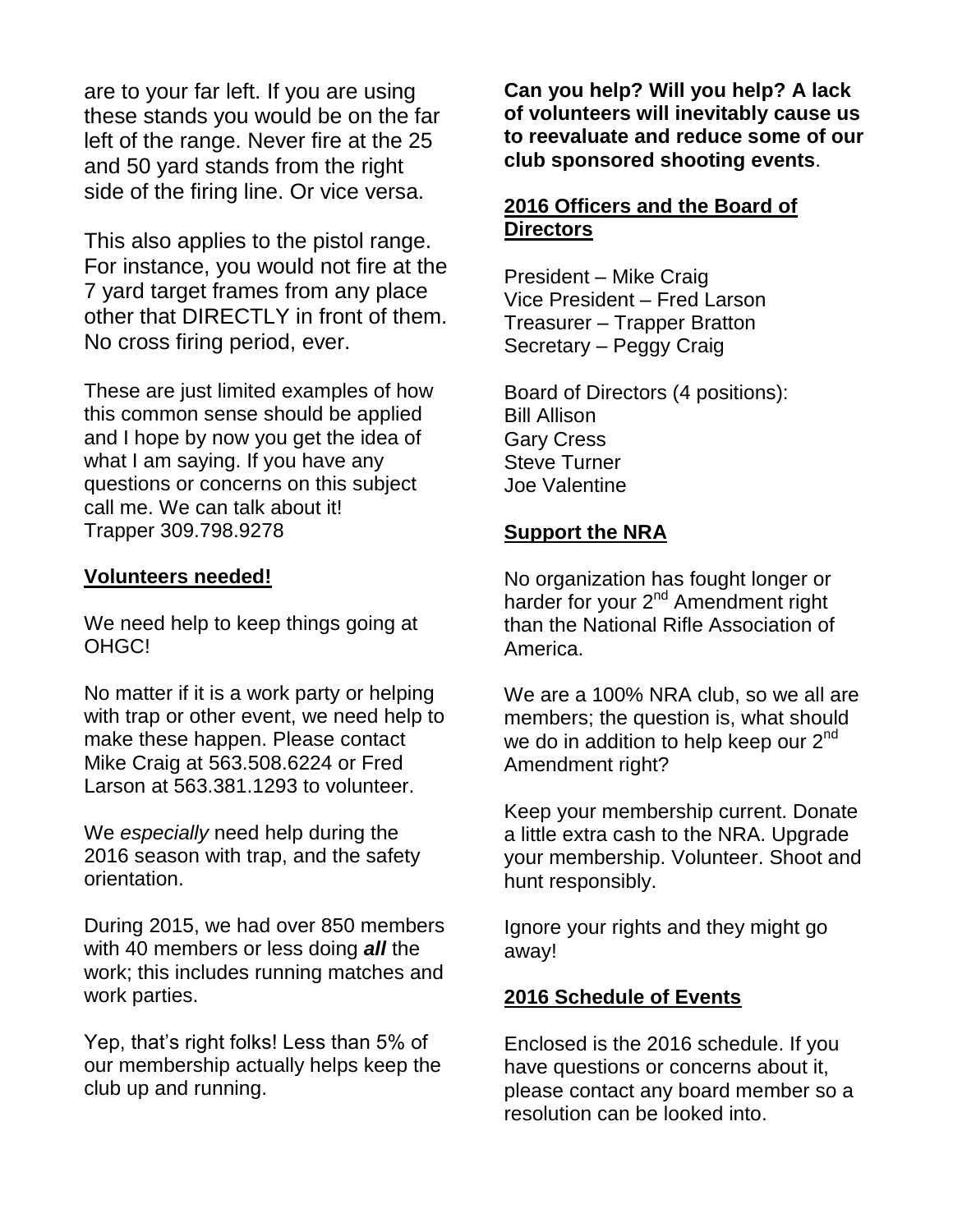are to your far left. If you are using these stands you would be on the far left of the range. Never fire at the 25 and 50 yard stands from the right side of the firing line. Or vice versa.

This also applies to the pistol range. For instance, you would not fire at the 7 yard target frames from any place other that DIRECTLY in front of them. No cross firing period, ever.

These are just limited examples of how this common sense should be applied and I hope by now you get the idea of what I am saying. If you have any questions or concerns on this subject call me. We can talk about it!
Trapper 309.798.9278

## Volunteers needed!

We need help to keep things going at OHGC!

No matter if it is a work party or helping with trap or other event, we need help to make these happen. Please contact Mike Craig at 563.508.6224 or Fred Larson at 563.381.1293 to volunteer.

We *especially* need help during the 2016 season with trap, and the safety orientation.

During 2015, we had over 850 members with 40 members or less doing ***all*** the work; this includes running matches and work parties.

Yep, that's right folks! Less than 5% of our membership actually helps keep the club up and running.

**Can you help? Will you help? A lack of volunteers will inevitably cause us to reevaluate and reduce some of our club sponsored shooting events**.

## 2016 Officers and the Board of Directors

President – Mike Craig
Vice President – Fred Larson
Treasurer – Trapper Bratton
Secretary – Peggy Craig

Board of Directors (4 positions):
Bill Allison
Gary Cress
Steve Turner
Joe Valentine

## Support the NRA

No organization has fought longer or harder for your 2nd Amendment right than the National Rifle Association of America.

We are a 100% NRA club, so we all are members; the question is, what should we do in addition to help keep our 2nd Amendment right?

Keep your membership current. Donate a little extra cash to the NRA. Upgrade your membership. Volunteer. Shoot and hunt responsibly.

Ignore your rights and they might go away!

## 2016 Schedule of Events

Enclosed is the 2016 schedule. If you have questions or concerns about it, please contact any board member so a resolution can be looked into.